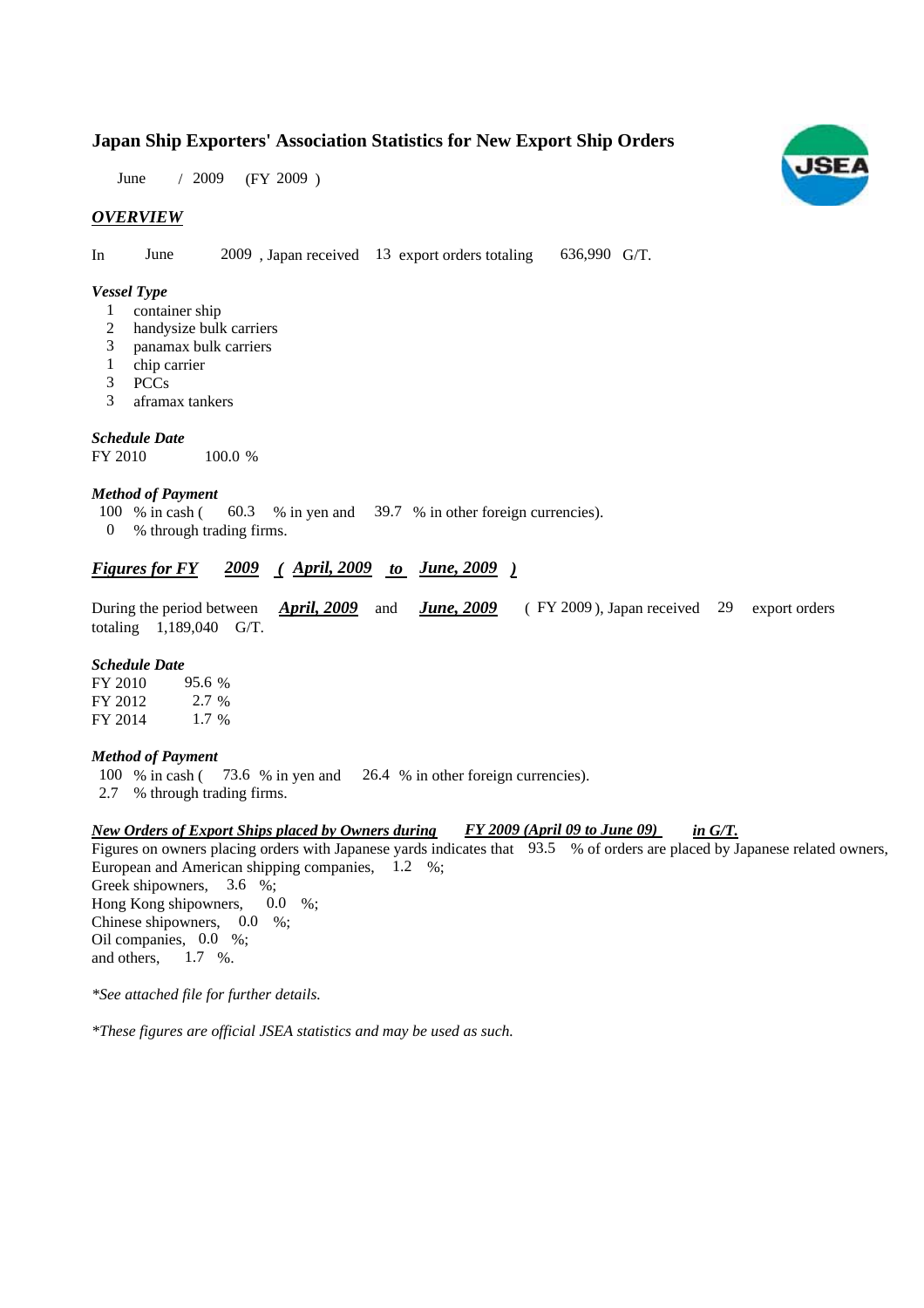# Japan Ship Exporters' Association Statistics for New Export Ship Orders

June / 2009 (FY 2009 )

## *OVERVIEW*

In June 2009 , Japan received 13 export orders totaling 636,990 G/T.

### *Vessel Type*

1 container ship
2 handysize bulk carriers
3 panamax bulk carriers
1 chip carrier
3 PCCs
3 aframax tankers

### *Schedule Date*

FY 2010 100.0 %

### *Method of Payment*

100 % in cash ( 60.3 % in yen and 39.7 % in other foreign currencies).
0 % through trading firms.

## *Figures for FY 2009 ( April, 2009 to June, 2009 )*

During the period between *April, 2009* and *June, 2009* ( FY 2009 ), Japan received 29 export orders totaling 1,189,040 G/T.

### *Schedule Date*

FY 2010 95.6 %
FY 2012 2.7 %
FY 2014 1.7 %

### *Method of Payment*

100 % in cash ( 73.6 % in yen and 26.4 % in other foreign currencies).
2.7 % through trading firms.

### *New Orders of Export Ships placed by Owners during FY 2009 (April 09 to June 09) in G/T.*

Figures on owners placing orders with Japanese yards indicates that 93.5 % of orders are placed by Japanese related owners,
European and American shipping companies, 1.2 %;
Greek shipowners, 3.6 %;
Hong Kong shipowners, 0.0 %;
Chinese shipowners, 0.0 %;
Oil companies, 0.0 %;
and others, 1.7 %.

*\*See attached file for further details.*

*\*These figures are official JSEA statistics and may be used as such.*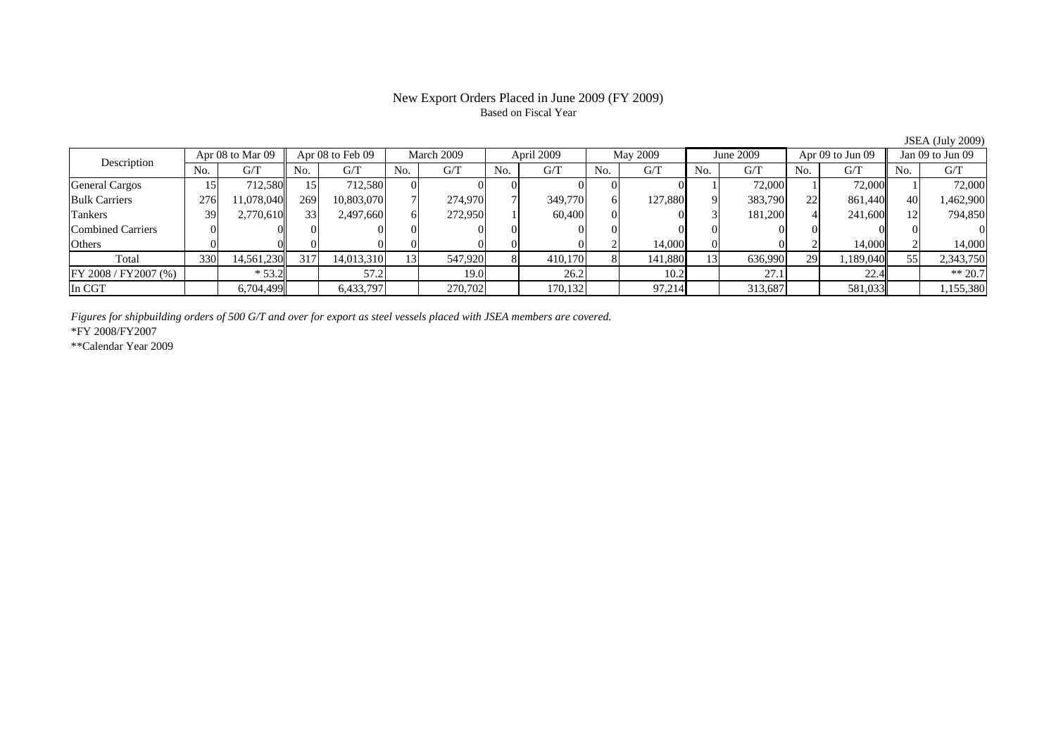# New Export Orders Placed in June 2009 (FY 2009)

Based on Fiscal Year

JSEA (July 2009)

| Description | Apr 08 to Mar 09 | | Apr 08 to Feb 09 | | March 2009 | | April 2009 | | May 2009 | | June 2009 | | Apr 09 to Jun 09 | | Jan 09 to Jun 09 | |
|---|---|---|---|---|---|---|---|---|---|---|---|---|---|---|---|---|
| | No. | G/T | No. | G/T | No. | G/T | No. | G/T | No. | G/T | No. | G/T | No. | G/T | No. | G/T |
| General Cargos | 15 | 712,580 | 15 | 712,580 | 0 | 0 | 0 | 0 | 0 | 0 | 1 | 72,000 | 1 | 72,000 | 1 | 72,000 |
| Bulk Carriers | 276 | 11,078,040 | 269 | 10,803,070 | 7 | 274,970 | 7 | 349,770 | 6 | 127,880 | 9 | 383,790 | 22 | 861,440 | 40 | 1,462,900 |
| Tankers | 39 | 2,770,610 | 33 | 2,497,660 | 6 | 272,950 | 1 | 60,400 | 0 | 0 | 3 | 181,200 | 4 | 241,600 | 12 | 794,850 |
| Combined Carriers | 0 | 0 | 0 | 0 | 0 | 0 | 0 | 0 | 0 | 0 | 0 | 0 | 0 | 0 | 0 | 0 |
| Others | 0 | 0 | 0 | 0 | 0 | 0 | 0 | 0 | 2 | 14,000 | 0 | 0 | 2 | 14,000 | 2 | 14,000 |
| Total | 330 | 14,561,230 | 317 | 14,013,310 | 13 | 547,920 | 8 | 410,170 | 8 | 141,880 | 13 | 636,990 | 29 | 1,189,040 | 55 | 2,343,750 |
| FY 2008 / FY2007 (%) | | * 53.2 | | 57.2 | | 19.0 | | 26.2 | | 10.2 | | 27.1 | | 22.4 | | ** 20.7 |
| In CGT | | 6,704,499 | | 6,433,797 | | 270,702 | | 170,132 | | 97,214 | | 313,687 | | 581,033 | | 1,155,380 |

*Figures for shipbuilding orders of 500 G/T and over for export as steel vessels placed with JSEA members are covered.*

*FY 2008/FY2007

**Calendar Year 2009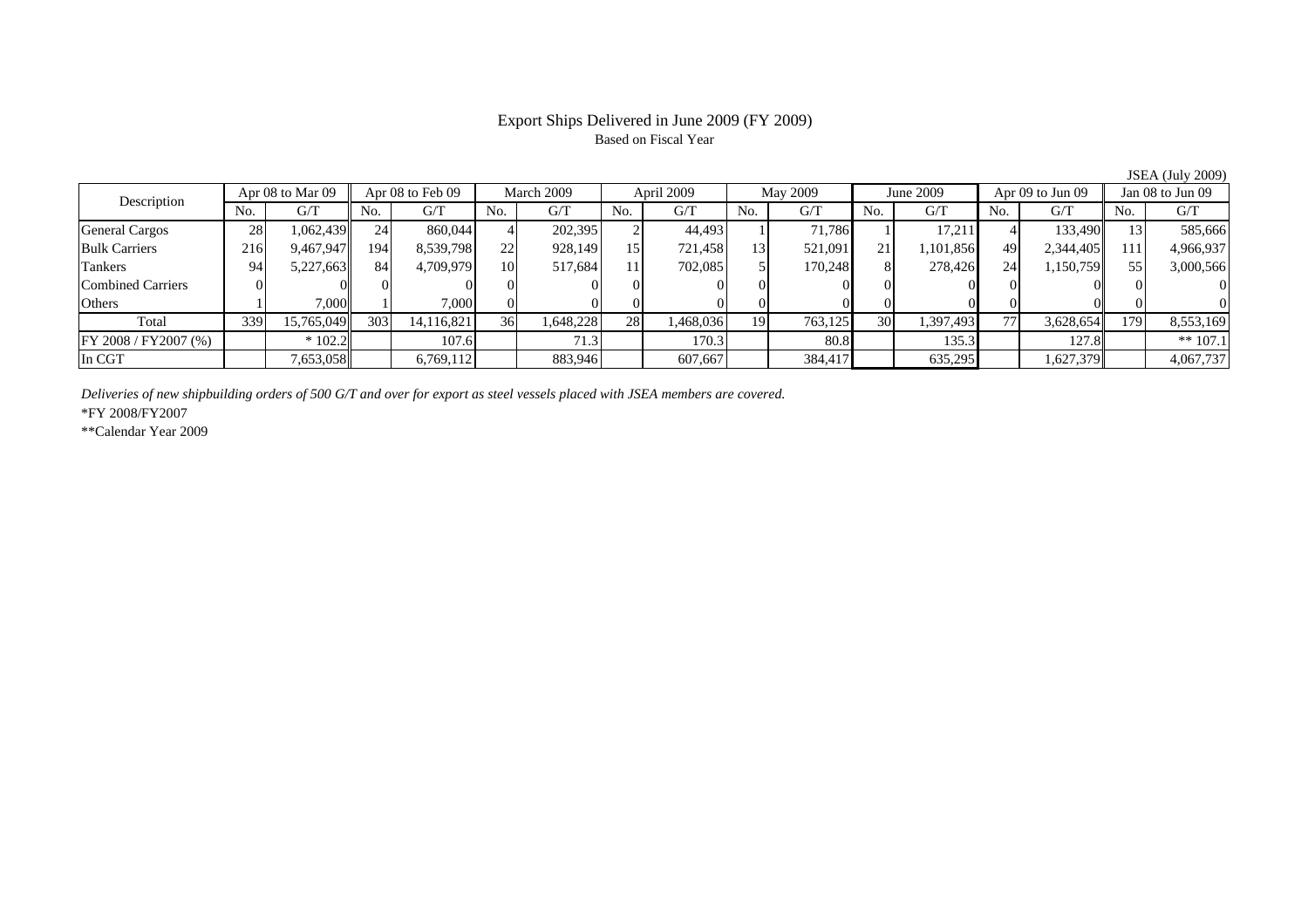# Export Ships Delivered in June 2009 (FY 2009)

Based on Fiscal Year

JSEA (July 2009)

| Description | Apr 08 to Mar 09 | | Apr 08 to Feb 09 | | March 2009 | | April 2009 | | May 2009 | | June 2009 | | Apr 09 to Jun 09 | | Jan 08 to Jun 09 | |
|---|---|---|---|---|---|---|---|---|---|---|---|---|---|---|---|---|
| | No. | G/T | No. | G/T | No. | G/T | No. | G/T | No. | G/T | No. | G/T | No. | G/T | No. | G/T |
| General Cargos | 28 | 1,062,439 | 24 | 860,044 | 4 | 202,395 | 2 | 44,493 | 1 | 71,786 | 1 | 17,211 | 4 | 133,490 | 13 | 585,666 |
| Bulk Carriers | 216 | 9,467,947 | 194 | 8,539,798 | 22 | 928,149 | 15 | 721,458 | 13 | 521,091 | 21 | 1,101,856 | 49 | 2,344,405 | 111 | 4,966,937 |
| Tankers | 94 | 5,227,663 | 84 | 4,709,979 | 10 | 517,684 | 11 | 702,085 | 5 | 170,248 | 8 | 278,426 | 24 | 1,150,759 | 55 | 3,000,566 |
| Combined Carriers | 0 | 0 | 0 | 0 | 0 | 0 | 0 | 0 | 0 | 0 | 0 | 0 | 0 | 0 | 0 | 0 |
| Others | 1 | 7,000 | 1 | 7,000 | 0 | 0 | 0 | 0 | 0 | 0 | 0 | 0 | 0 | 0 | 0 | 0 |
| Total | 339 | 15,765,049 | 303 | 14,116,821 | 36 | 1,648,228 | 28 | 1,468,036 | 19 | 763,125 | 30 | 1,397,493 | 77 | 3,628,654 | 179 | 8,553,169 |
| FY 2008 / FY2007 (%) | | * 102.2 | | 107.6 | | 71.3 | | 170.3 | | 80.8 | | 135.3 | | 127.8 | | ** 107.1 |
| In CGT | | 7,653,058 | | 6,769,112 | | 883,946 | | 607,667 | | 384,417 | | 635,295 | | 1,627,379 | | 4,067,737 |

*Deliveries of new shipbuilding orders of 500 G/T and over for export as steel vessels placed with JSEA members are covered.*

*FY 2008/FY2007

**Calendar Year 2009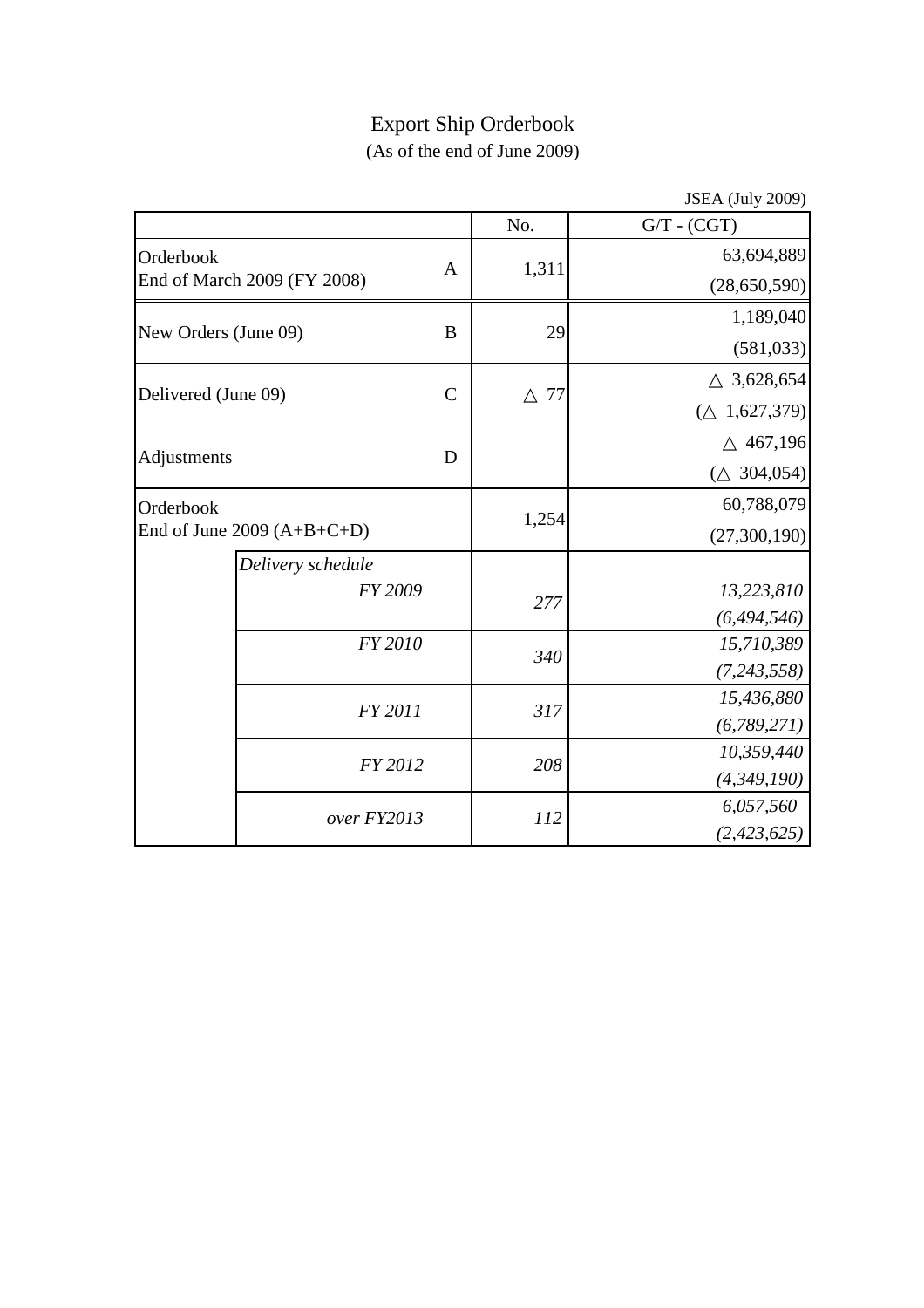# Export Ship Orderbook

(As of the end of June 2009)

JSEA (July 2009)

| | | | No. | G/T - (CGT) |
|---|---|---|---|---|
| Orderbook<br>End of March 2009 (FY 2008) | | A | 1,311 | 63,694,889<br>(28,650,590) |
| New Orders (June 09) | | B | 29 | 1,189,040<br>(581,033) |
| Delivered (June 09) | | C | △ 77 | △ 3,628,654<br>(△ 1,627,379) |
| Adjustments | | D | | △ 467,196<br>(△ 304,054) |
| Orderbook<br>End of June 2009 (A+B+C+D) | | | 1,254 | 60,788,079<br>(27,300,190) |
| | *Delivery schedule*<br>*FY 2009* | | *277* | *13,223,810*<br>*(6,494,546)* |
| | *FY 2010* | | *340* | *15,710,389*<br>*(7,243,558)* |
| | *FY 2011* | | *317* | *15,436,880*<br>*(6,789,271)* |
| | *FY 2012* | | *208* | *10,359,440*<br>*(4,349,190)* |
| | *over FY2013* | | *112* | *6,057,560*<br>*(2,423,625)* |